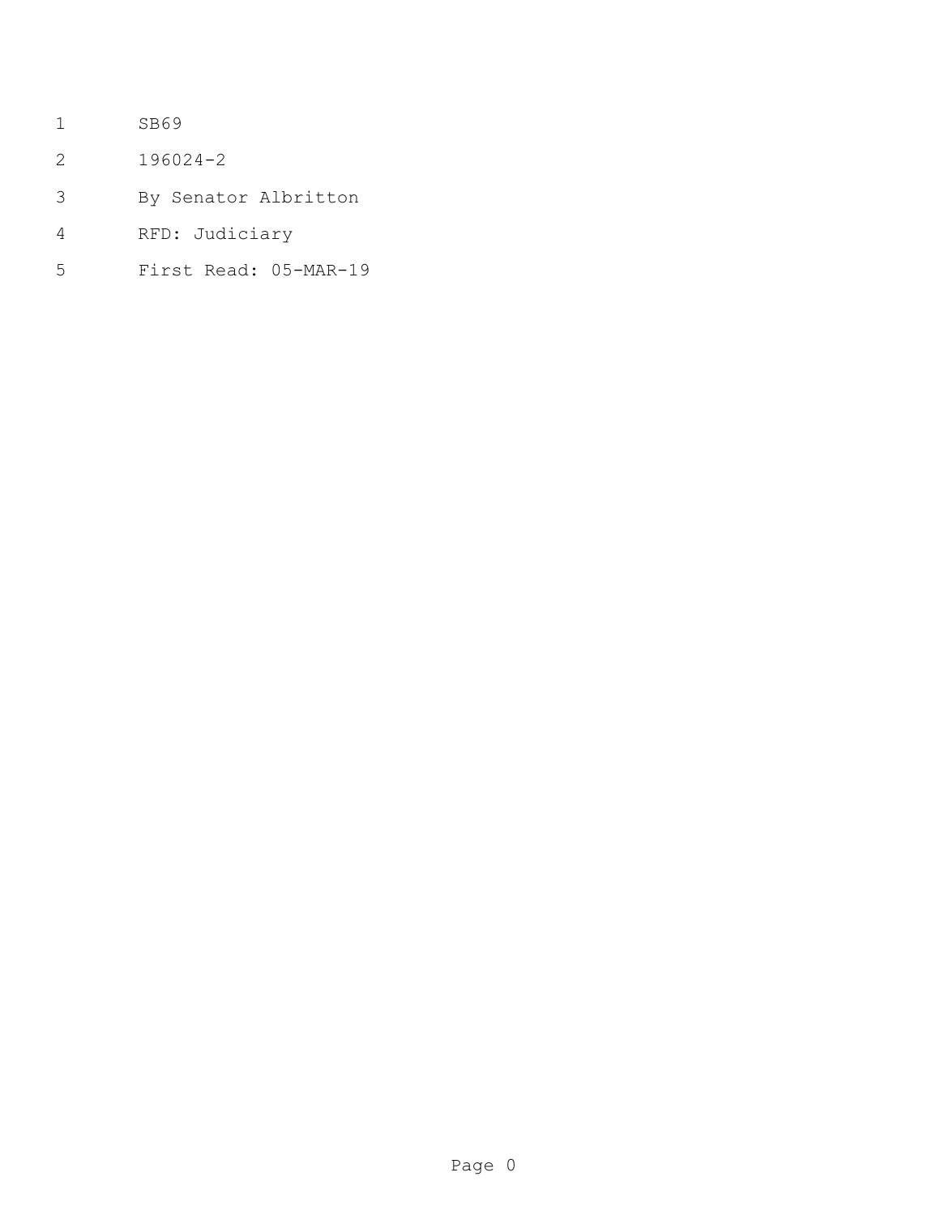SB69

196024-2

By Senator Albritton

RFD: Judiciary

First Read: 05-MAR-19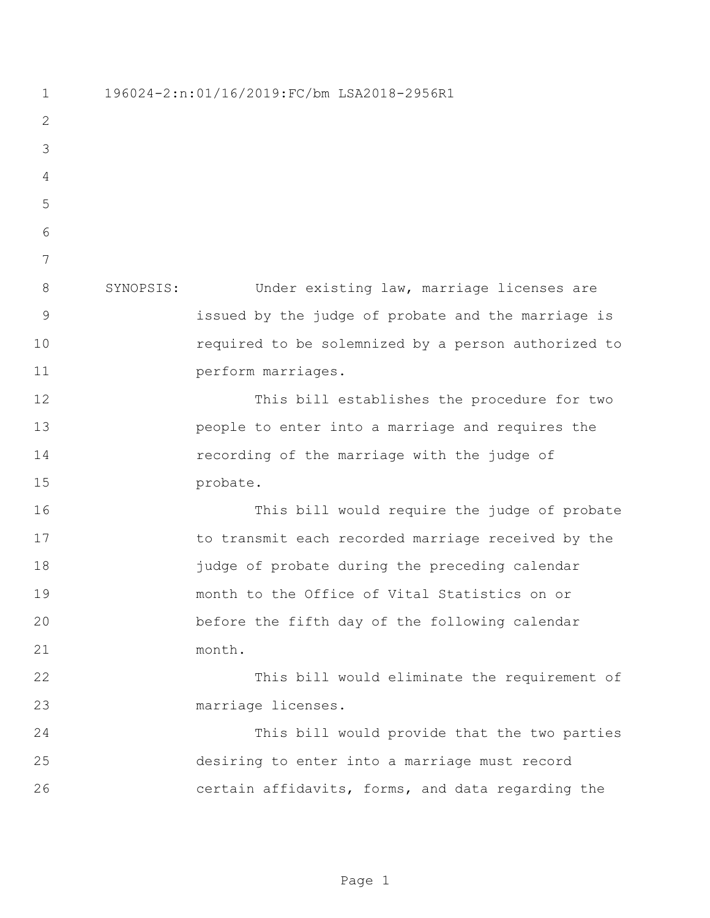196024-2:n:01/16/2019:FC/bm LSA2018-2956R1

SYNOPSIS: Under existing law, marriage licenses are issued by the judge of probate and the marriage is required to be solemnized by a person authorized to perform marriages.

This bill establishes the procedure for two people to enter into a marriage and requires the recording of the marriage with the judge of probate.

This bill would require the judge of probate to transmit each recorded marriage received by the judge of probate during the preceding calendar month to the Office of Vital Statistics on or before the fifth day of the following calendar month.

This bill would eliminate the requirement of marriage licenses.

This bill would provide that the two parties desiring to enter into a marriage must record certain affidavits, forms, and data regarding the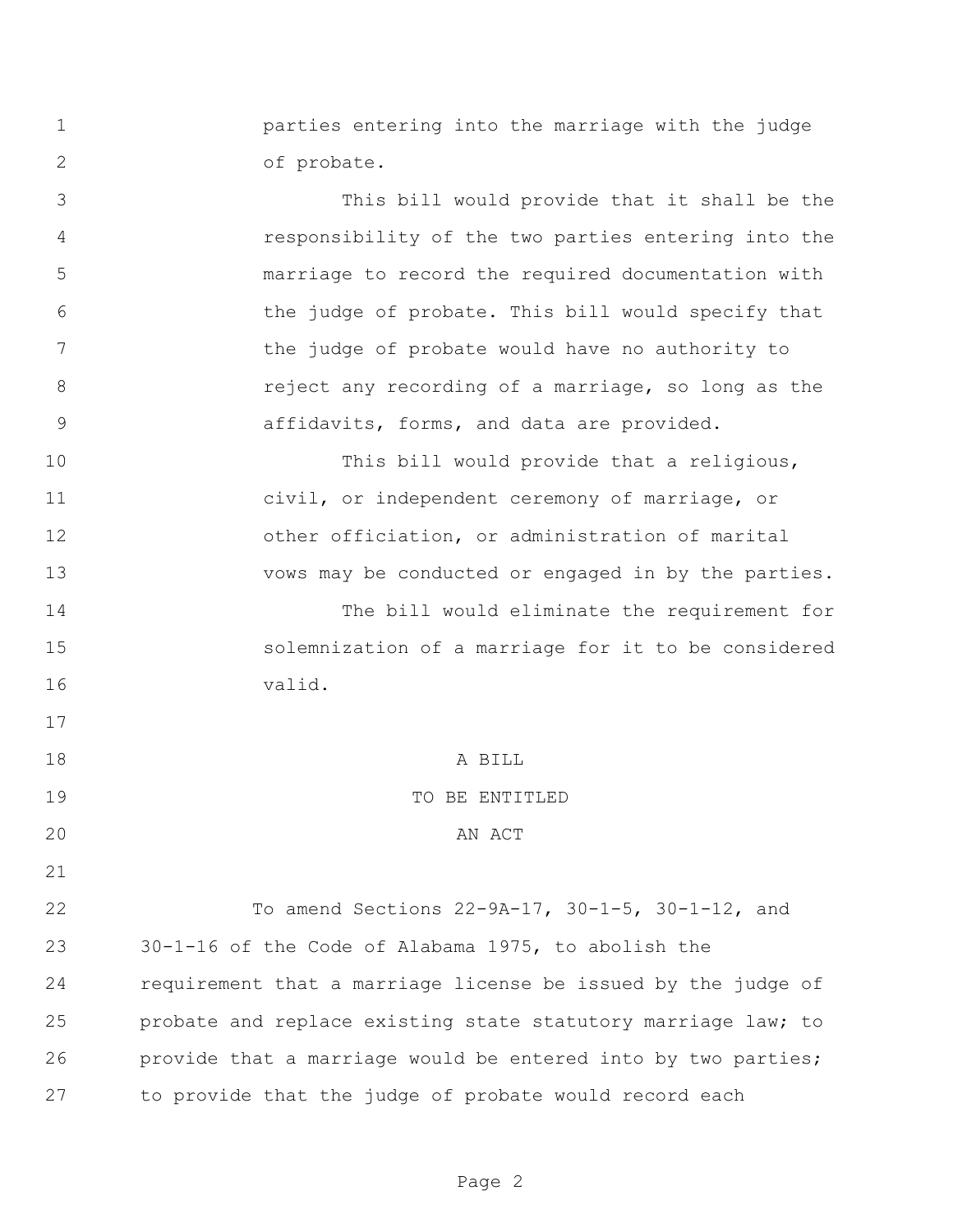parties entering into the marriage with the judge of probate.

This bill would provide that it shall be the responsibility of the two parties entering into the marriage to record the required documentation with the judge of probate. This bill would specify that the judge of probate would have no authority to reject any recording of a marriage, so long as the affidavits, forms, and data are provided.

This bill would provide that a religious, civil, or independent ceremony of marriage, or other officiation, or administration of marital vows may be conducted or engaged in by the parties.

The bill would eliminate the requirement for solemnization of a marriage for it to be considered valid.

A BILL

TO BE ENTITLED

AN ACT

To amend Sections 22-9A-17, 30-1-5, 30-1-12, and 30-1-16 of the Code of Alabama 1975, to abolish the requirement that a marriage license be issued by the judge of probate and replace existing state statutory marriage law; to provide that a marriage would be entered into by two parties; to provide that the judge of probate would record each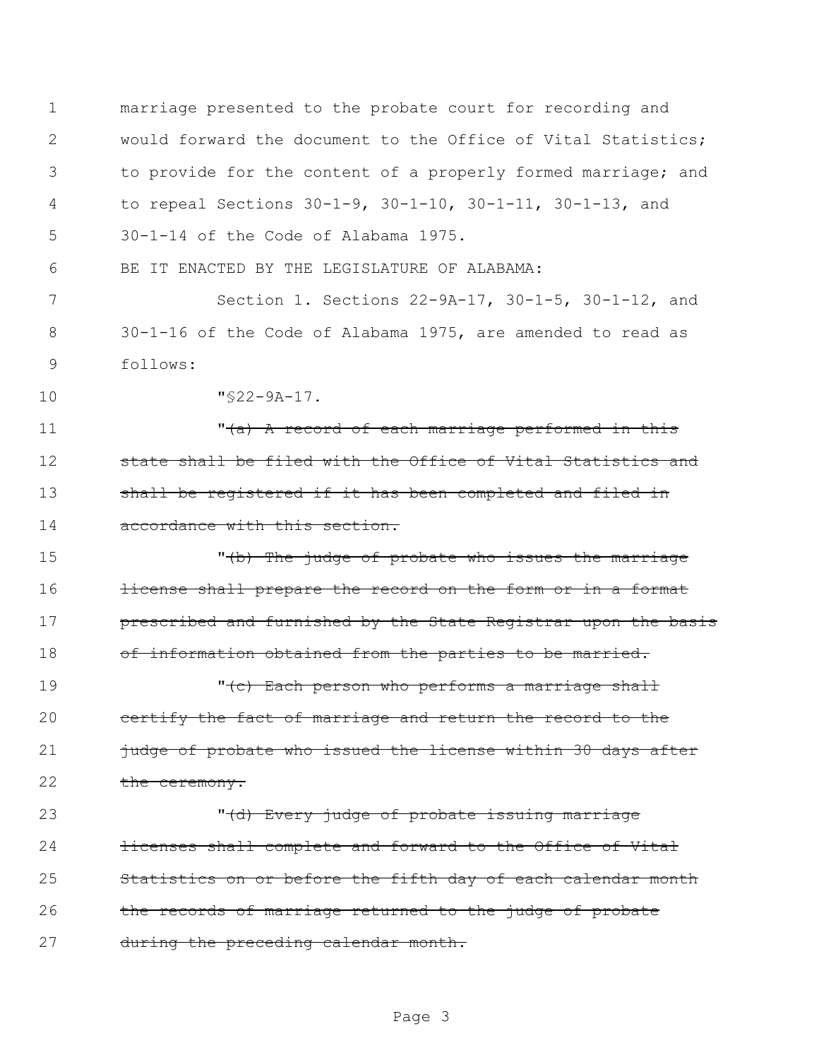marriage presented to the probate court for recording and would forward the document to the Office of Vital Statistics; to provide for the content of a properly formed marriage; and to repeal Sections 30-1-9, 30-1-10, 30-1-11, 30-1-13, and 30-1-14 of the Code of Alabama 1975.

BE IT ENACTED BY THE LEGISLATURE OF ALABAMA:

Section 1. Sections 22-9A-17, 30-1-5, 30-1-12, and 30-1-16 of the Code of Alabama 1975, are amended to read as follows:

"§22-9A-17.

"~~(a) A record of each marriage performed in this state shall be filed with the Office of Vital Statistics and shall be registered if it has been completed and filed in accordance with this section.~~

"~~(b) The judge of probate who issues the marriage license shall prepare the record on the form or in a format prescribed and furnished by the State Registrar upon the basis of information obtained from the parties to be married.~~

"~~(c) Each person who performs a marriage shall certify the fact of marriage and return the record to the judge of probate who issued the license within 30 days after the ceremony.~~

"~~(d) Every judge of probate issuing marriage licenses shall complete and forward to the Office of Vital Statistics on or before the fifth day of each calendar month the records of marriage returned to the judge of probate during the preceding calendar month.~~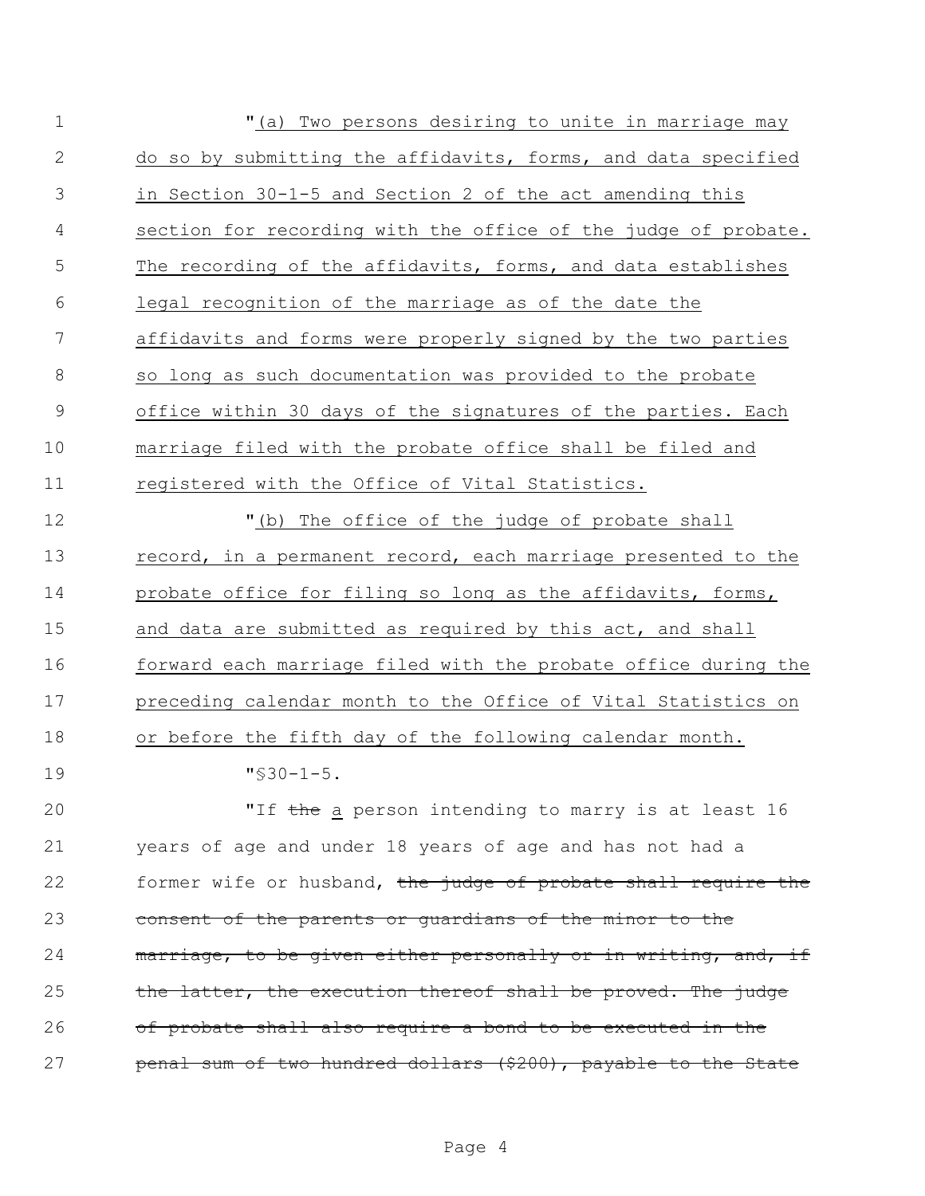"(a) Two persons desiring to unite in marriage may do so by submitting the affidavits, forms, and data specified in Section 30-1-5 and Section 2 of the act amending this section for recording with the office of the judge of probate. The recording of the affidavits, forms, and data establishes legal recognition of the marriage as of the date the affidavits and forms were properly signed by the two parties so long as such documentation was provided to the probate office within 30 days of the signatures of the parties. Each marriage filed with the probate office shall be filed and registered with the Office of Vital Statistics.

"(b) The office of the judge of probate shall record, in a permanent record, each marriage presented to the probate office for filing so long as the affidavits, forms, and data are submitted as required by this act, and shall forward each marriage filed with the probate office during the preceding calendar month to the Office of Vital Statistics on or before the fifth day of the following calendar month.

"§30-1-5.

"If ~~the~~ a person intending to marry is at least 16 years of age and under 18 years of age and has not had a former wife or husband, ~~the judge of probate shall require the consent of the parents or guardians of the minor to the marriage, to be given either personally or in writing, and, if the latter, the execution thereof shall be proved. The judge of probate shall also require a bond to be executed in the penal sum of two hundred dollars ($200), payable to the State~~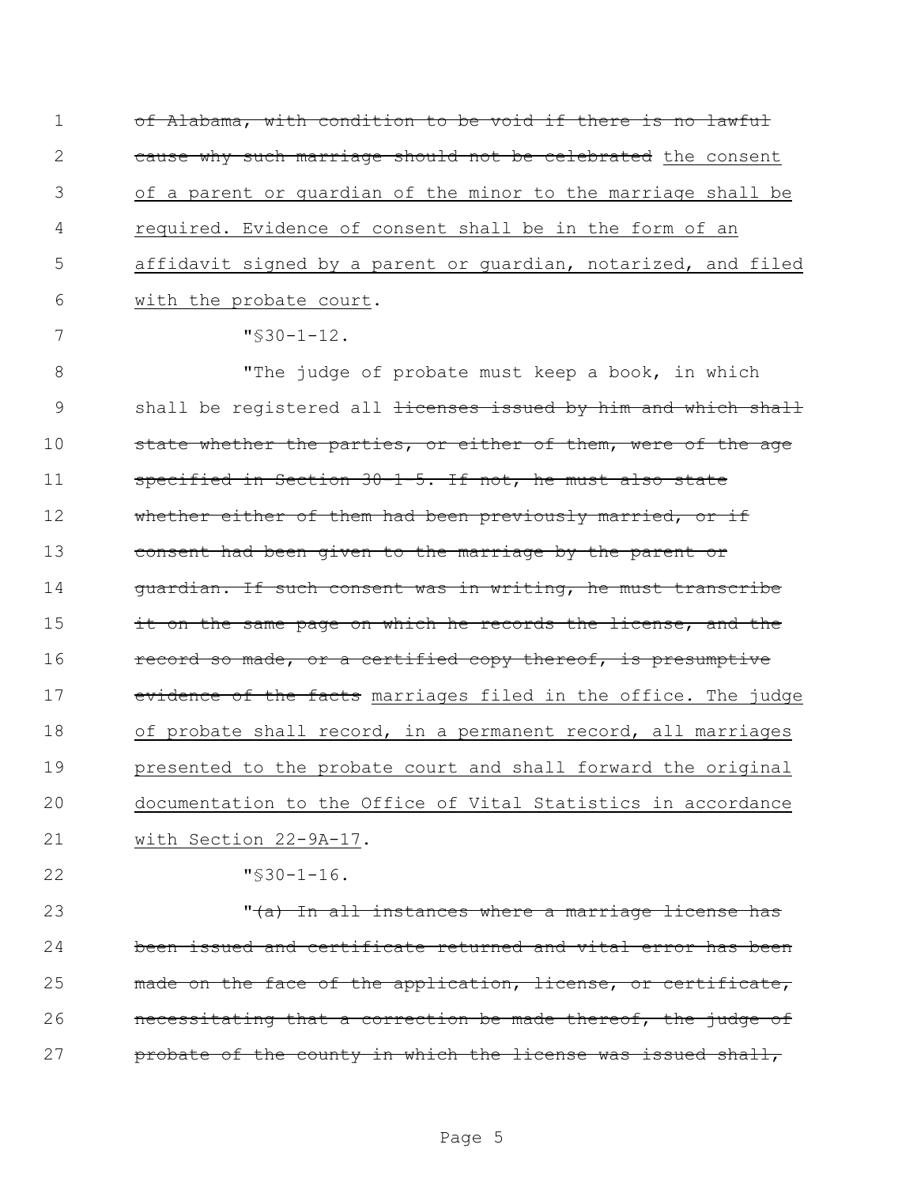~~of Alabama, with condition to be void if there is no lawful cause why such marriage should not be celebrated~~ the consent of a parent or guardian of the minor to the marriage shall be required. Evidence of consent shall be in the form of an affidavit signed by a parent or guardian, notarized, and filed with the probate court.

"§30-1-12.

"The judge of probate must keep a book, in which shall be registered all ~~licenses issued by him and which shall state whether the parties, or either of them, were of the age specified in Section 30-1-5. If not, he must also state whether either of them had been previously married, or if consent had been given to the marriage by the parent or guardian. If such consent was in writing, he must transcribe it on the same page on which he records the license, and the record so made, or a certified copy thereof, is presumptive evidence of the facts~~ marriages filed in the office. The judge of probate shall record, in a permanent record, all marriages presented to the probate court and shall forward the original documentation to the Office of Vital Statistics in accordance with Section 22-9A-17.

"§30-1-16.

"~~(a) In all instances where a marriage license has been issued and certificate returned and vital error has been made on the face of the application, license, or certificate, necessitating that a correction be made thereof, the judge of probate of the county in which the license was issued shall,~~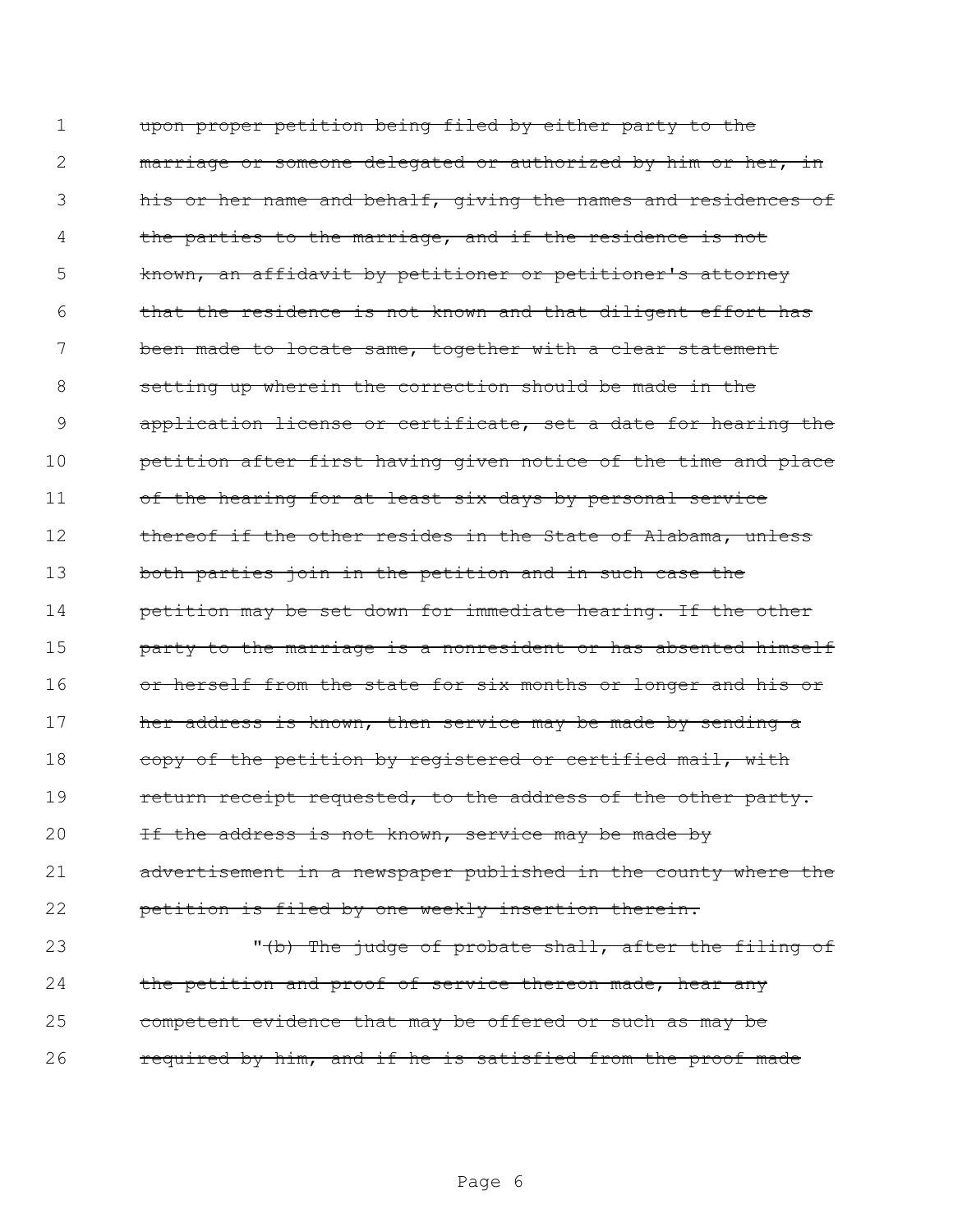~~upon proper petition being filed by either party to the marriage or someone delegated or authorized by him or her, in his or her name and behalf, giving the names and residences of the parties to the marriage, and if the residence is not known, an affidavit by petitioner or petitioner's attorney that the residence is not known and that diligent effort has been made to locate same, together with a clear statement setting up wherein the correction should be made in the application license or certificate, set a date for hearing the petition after first having given notice of the time and place of the hearing for at least six days by personal service thereof if the other resides in the State of Alabama, unless both parties join in the petition and in such case the petition may be set down for immediate hearing. If the other party to the marriage is a nonresident or has absented himself or herself from the state for six months or longer and his or her address is known, then service may be made by sending a copy of the petition by registered or certified mail, with return receipt requested, to the address of the other party. If the address is not known, service may be made by advertisement in a newspaper published in the county where the petition is filed by one weekly insertion therein.~~

"~~(b) The judge of probate shall, after the filing of the petition and proof of service thereon made, hear any competent evidence that may be offered or such as may be required by him, and if he is satisfied from the proof made~~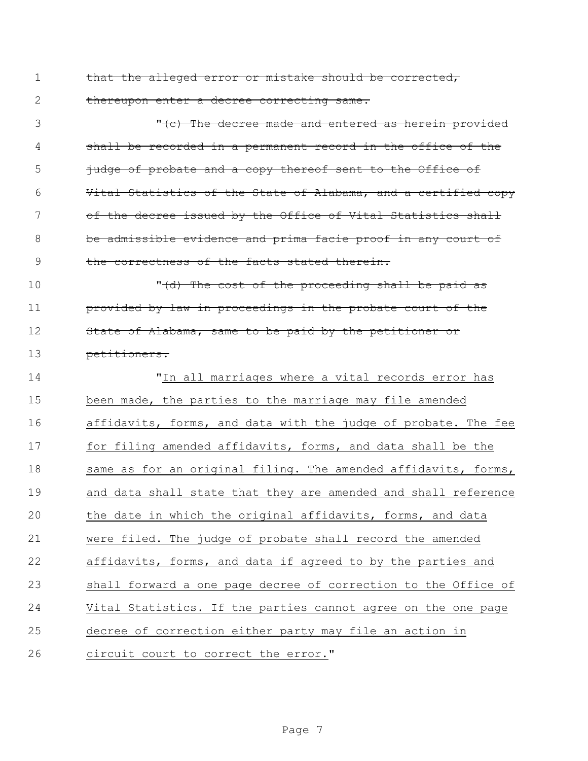~~that the alleged error or mistake should be corrected, thereupon enter a decree correcting same.~~

"~~(c) The decree made and entered as herein provided shall be recorded in a permanent record in the office of the judge of probate and a copy thereof sent to the Office of Vital Statistics of the State of Alabama, and a certified copy of the decree issued by the Office of Vital Statistics shall be admissible evidence and prima facie proof in any court of the correctness of the facts stated therein.~~

"~~(d) The cost of the proceeding shall be paid as provided by law in proceedings in the probate court of the State of Alabama, same to be paid by the petitioner or petitioners.~~

"<u>In all marriages where a vital records error has been made, the parties to the marriage may file amended affidavits, forms, and data with the judge of probate. The fee for filing amended affidavits, forms, and data shall be the same as for an original filing. The amended affidavits, forms, and data shall state that they are amended and shall reference the date in which the original affidavits, forms, and data were filed. The judge of probate shall record the amended affidavits, forms, and data if agreed to by the parties and shall forward a one page decree of correction to the Office of Vital Statistics. If the parties cannot agree on the one page decree of correction either party may file an action in circuit court to correct the error.</u>"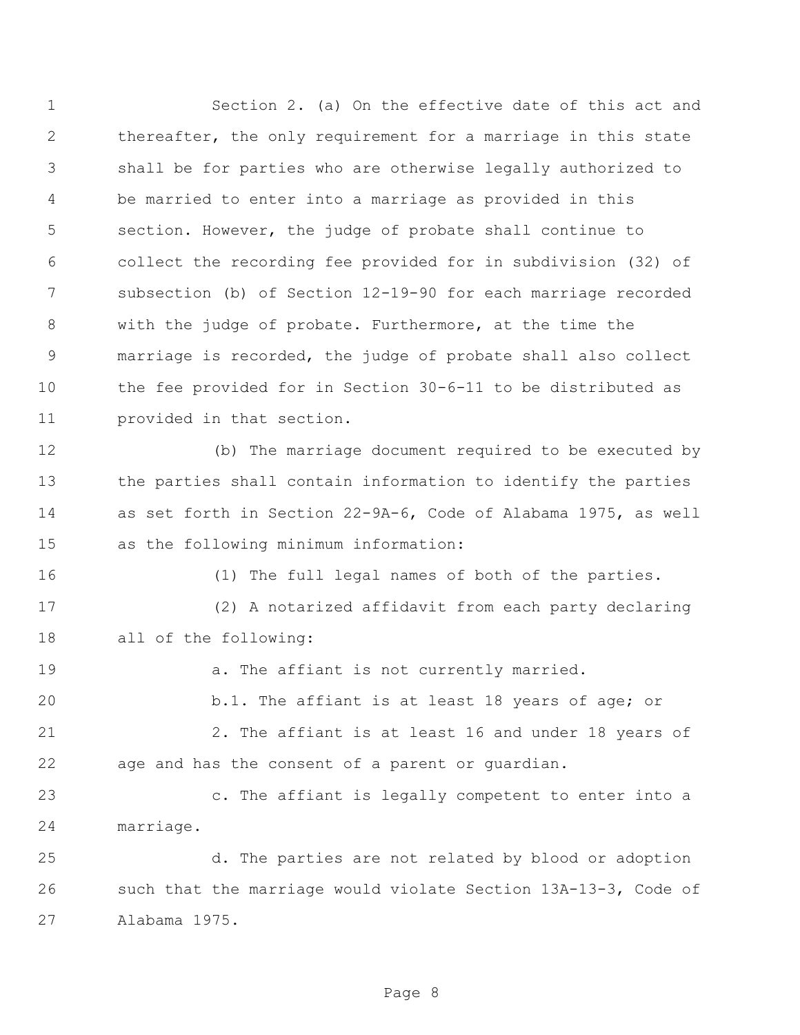Section 2. (a) On the effective date of this act and thereafter, the only requirement for a marriage in this state shall be for parties who are otherwise legally authorized to be married to enter into a marriage as provided in this section. However, the judge of probate shall continue to collect the recording fee provided for in subdivision (32) of subsection (b) of Section 12-19-90 for each marriage recorded with the judge of probate. Furthermore, at the time the marriage is recorded, the judge of probate shall also collect the fee provided for in Section 30-6-11 to be distributed as provided in that section.

(b) The marriage document required to be executed by the parties shall contain information to identify the parties as set forth in Section 22-9A-6, Code of Alabama 1975, as well as the following minimum information:

(1) The full legal names of both of the parties.

(2) A notarized affidavit from each party declaring all of the following:

a. The affiant is not currently married.

b.1. The affiant is at least 18 years of age; or

2. The affiant is at least 16 and under 18 years of age and has the consent of a parent or guardian.

c. The affiant is legally competent to enter into a marriage.

d. The parties are not related by blood or adoption such that the marriage would violate Section 13A-13-3, Code of Alabama 1975.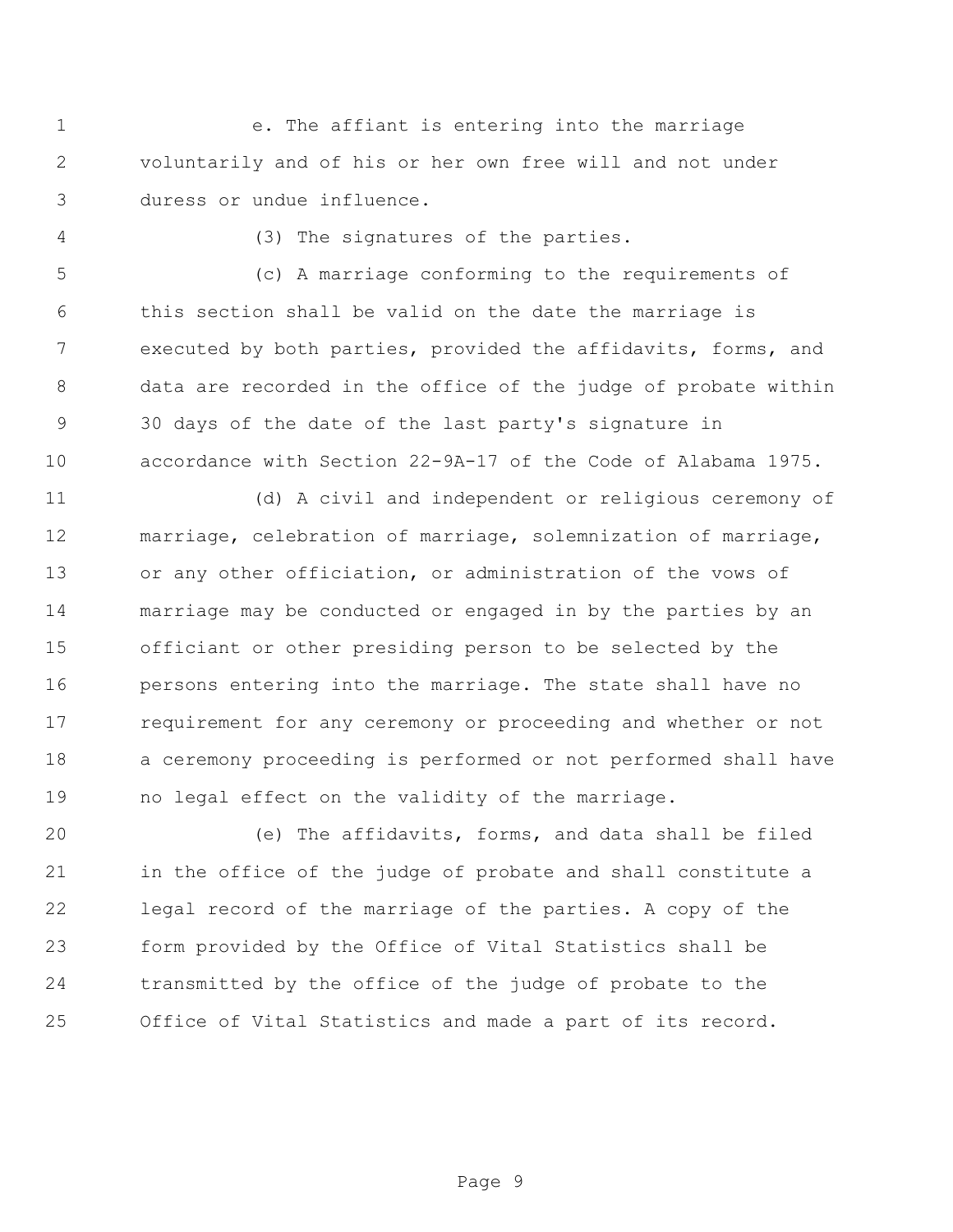e. The affiant is entering into the marriage voluntarily and of his or her own free will and not under duress or undue influence.

(3) The signatures of the parties.

(c) A marriage conforming to the requirements of this section shall be valid on the date the marriage is executed by both parties, provided the affidavits, forms, and data are recorded in the office of the judge of probate within 30 days of the date of the last party's signature in accordance with Section 22-9A-17 of the Code of Alabama 1975.

(d) A civil and independent or religious ceremony of marriage, celebration of marriage, solemnization of marriage, or any other officiation, or administration of the vows of marriage may be conducted or engaged in by the parties by an officiant or other presiding person to be selected by the persons entering into the marriage. The state shall have no requirement for any ceremony or proceeding and whether or not a ceremony proceeding is performed or not performed shall have no legal effect on the validity of the marriage.

(e) The affidavits, forms, and data shall be filed in the office of the judge of probate and shall constitute a legal record of the marriage of the parties. A copy of the form provided by the Office of Vital Statistics shall be transmitted by the office of the judge of probate to the Office of Vital Statistics and made a part of its record.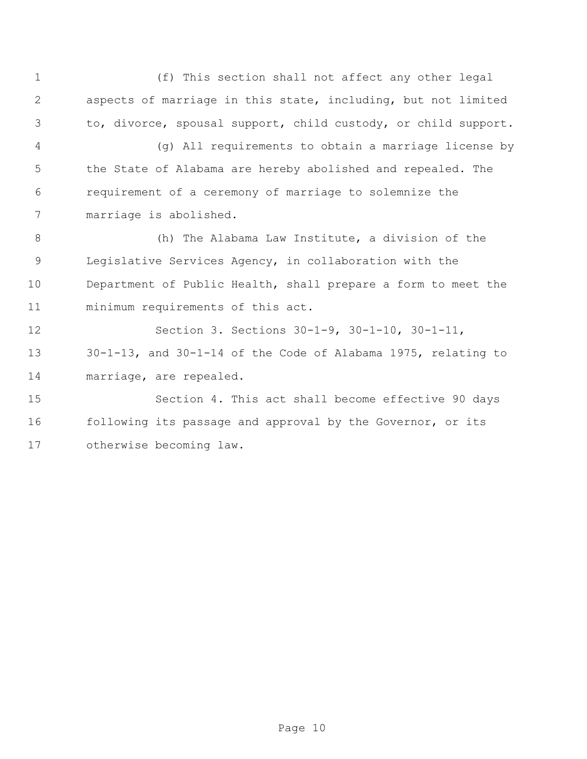(f) This section shall not affect any other legal aspects of marriage in this state, including, but not limited to, divorce, spousal support, child custody, or child support.

(g) All requirements to obtain a marriage license by the State of Alabama are hereby abolished and repealed. The requirement of a ceremony of marriage to solemnize the marriage is abolished.

(h) The Alabama Law Institute, a division of the Legislative Services Agency, in collaboration with the Department of Public Health, shall prepare a form to meet the minimum requirements of this act.

Section 3. Sections 30-1-9, 30-1-10, 30-1-11, 30-1-13, and 30-1-14 of the Code of Alabama 1975, relating to marriage, are repealed.

Section 4. This act shall become effective 90 days following its passage and approval by the Governor, or its otherwise becoming law.